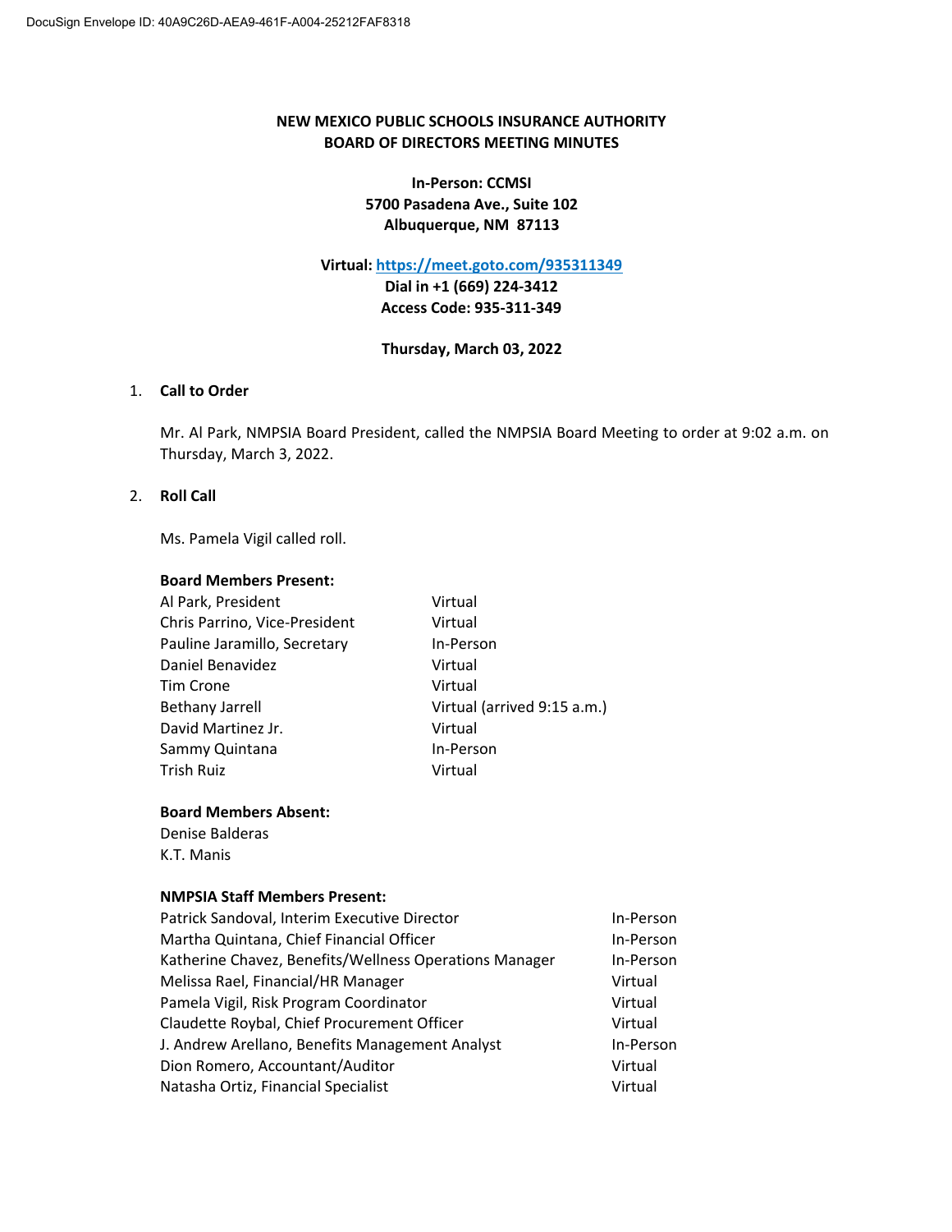DocuSign Envelope ID: 40A9C26D-AEA9-461F-A004-25212FAF8318

# NEW MEXICO PUBLIC SCHOOLS INSURANCE AUTHORITY
# BOARD OF DIRECTORS MEETING MINUTES

**In-Person: CCMSI**
**5700 Pasadena Ave., Suite 102**
**Albuquerque, NM 87113**

**Virtual: https://meet.goto.com/935311349**
**Dial in +1 (669) 224-3412**
**Access Code: 935-311-349**

**Thursday, March 03, 2022**

1. **Call to Order**

   Mr. Al Park, NMPSIA Board President, called the NMPSIA Board Meeting to order at 9:02 a.m. on Thursday, March 3, 2022.

2. **Roll Call**

   Ms. Pamela Vigil called roll.

   **Board Members Present:**

   | | |
   |---|---|
   | Al Park, President | Virtual |
   | Chris Parrino, Vice-President | Virtual |
   | Pauline Jaramillo, Secretary | In-Person |
   | Daniel Benavidez | Virtual |
   | Tim Crone | Virtual |
   | Bethany Jarrell | Virtual (arrived 9:15 a.m.) |
   | David Martinez Jr. | Virtual |
   | Sammy Quintana | In-Person |
   | Trish Ruiz | Virtual |

   **Board Members Absent:**

   Denise Balderas
   K.T. Manis

   **NMPSIA Staff Members Present:**

   | | |
   |---|---|
   | Patrick Sandoval, Interim Executive Director | In-Person |
   | Martha Quintana, Chief Financial Officer | In-Person |
   | Katherine Chavez, Benefits/Wellness Operations Manager | In-Person |
   | Melissa Rael, Financial/HR Manager | Virtual |
   | Pamela Vigil, Risk Program Coordinator | Virtual |
   | Claudette Roybal, Chief Procurement Officer | Virtual |
   | J. Andrew Arellano, Benefits Management Analyst | In-Person |
   | Dion Romero, Accountant/Auditor | Virtual |
   | Natasha Ortiz, Financial Specialist | Virtual |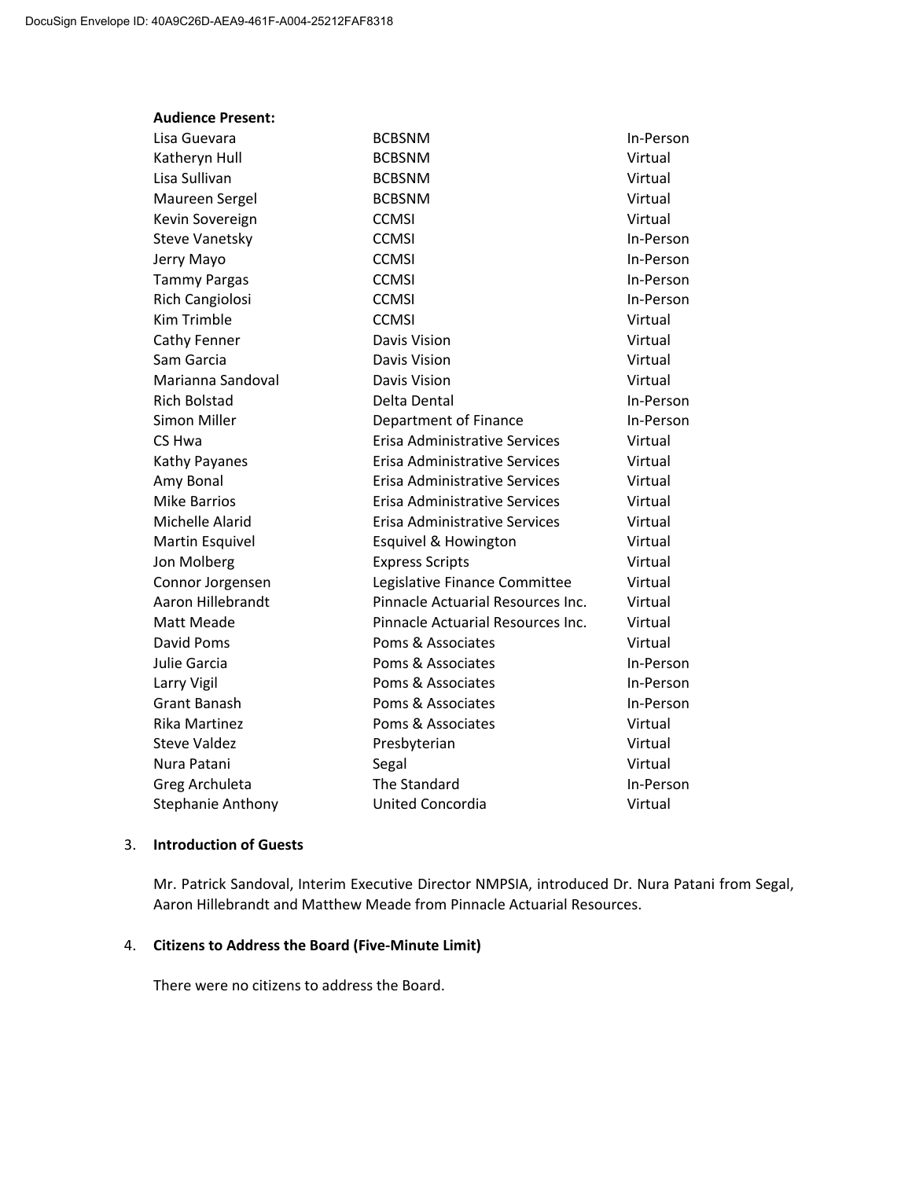**Audience Present:**

| | | |
|---|---|---|
| Lisa Guevara | BCBSNM | In-Person |
| Katheryn Hull | BCBSNM | Virtual |
| Lisa Sullivan | BCBSNM | Virtual |
| Maureen Sergel | BCBSNM | Virtual |
| Kevin Sovereign | CCMSI | Virtual |
| Steve Vanetsky | CCMSI | In-Person |
| Jerry Mayo | CCMSI | In-Person |
| Tammy Pargas | CCMSI | In-Person |
| Rich Cangiolosi | CCMSI | In-Person |
| Kim Trimble | CCMSI | Virtual |
| Cathy Fenner | Davis Vision | Virtual |
| Sam Garcia | Davis Vision | Virtual |
| Marianna Sandoval | Davis Vision | Virtual |
| Rich Bolstad | Delta Dental | In-Person |
| Simon Miller | Department of Finance | In-Person |
| CS Hwa | Erisa Administrative Services | Virtual |
| Kathy Payanes | Erisa Administrative Services | Virtual |
| Amy Bonal | Erisa Administrative Services | Virtual |
| Mike Barrios | Erisa Administrative Services | Virtual |
| Michelle Alarid | Erisa Administrative Services | Virtual |
| Martin Esquivel | Esquivel & Howington | Virtual |
| Jon Molberg | Express Scripts | Virtual |
| Connor Jorgensen | Legislative Finance Committee | Virtual |
| Aaron Hillebrandt | Pinnacle Actuarial Resources Inc. | Virtual |
| Matt Meade | Pinnacle Actuarial Resources Inc. | Virtual |
| David Poms | Poms & Associates | Virtual |
| Julie Garcia | Poms & Associates | In-Person |
| Larry Vigil | Poms & Associates | In-Person |
| Grant Banash | Poms & Associates | In-Person |
| Rika Martinez | Poms & Associates | Virtual |
| Steve Valdez | Presbyterian | Virtual |
| Nura Patani | Segal | Virtual |
| Greg Archuleta | The Standard | In-Person |
| Stephanie Anthony | United Concordia | Virtual |

3. **Introduction of Guests**

   Mr. Patrick Sandoval, Interim Executive Director NMPSIA, introduced Dr. Nura Patani from Segal, Aaron Hillebrandt and Matthew Meade from Pinnacle Actuarial Resources.

4. **Citizens to Address the Board (Five-Minute Limit)**

   There were no citizens to address the Board.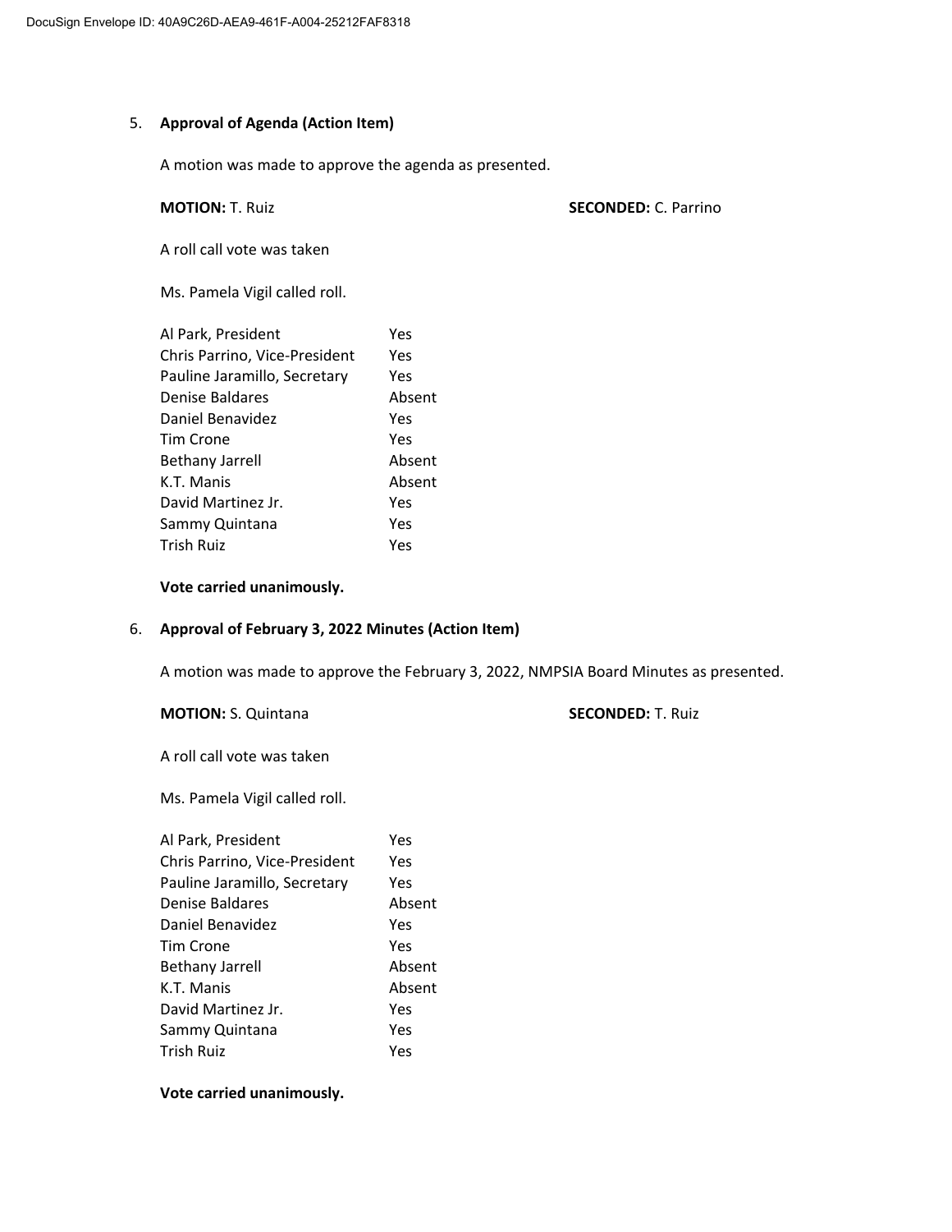5. **Approval of Agenda (Action Item)**

   A motion was made to approve the agenda as presented.

   **MOTION:** T. Ruiz **SECONDED:** C. Parrino

   A roll call vote was taken

   Ms. Pamela Vigil called roll.

| | |
|---|---|
| Al Park, President | Yes |
| Chris Parrino, Vice-President | Yes |
| Pauline Jaramillo, Secretary | Yes |
| Denise Baldares | Absent |
| Daniel Benavidez | Yes |
| Tim Crone | Yes |
| Bethany Jarrell | Absent |
| K.T. Manis | Absent |
| David Martinez Jr. | Yes |
| Sammy Quintana | Yes |
| Trish Ruiz | Yes |

   **Vote carried unanimously.**

6. **Approval of February 3, 2022 Minutes (Action Item)**

   A motion was made to approve the February 3, 2022, NMPSIA Board Minutes as presented.

   **MOTION:** S. Quintana **SECONDED:** T. Ruiz

   A roll call vote was taken

   Ms. Pamela Vigil called roll.

| | |
|---|---|
| Al Park, President | Yes |
| Chris Parrino, Vice-President | Yes |
| Pauline Jaramillo, Secretary | Yes |
| Denise Baldares | Absent |
| Daniel Benavidez | Yes |
| Tim Crone | Yes |
| Bethany Jarrell | Absent |
| K.T. Manis | Absent |
| David Martinez Jr. | Yes |
| Sammy Quintana | Yes |
| Trish Ruiz | Yes |

   **Vote carried unanimously.**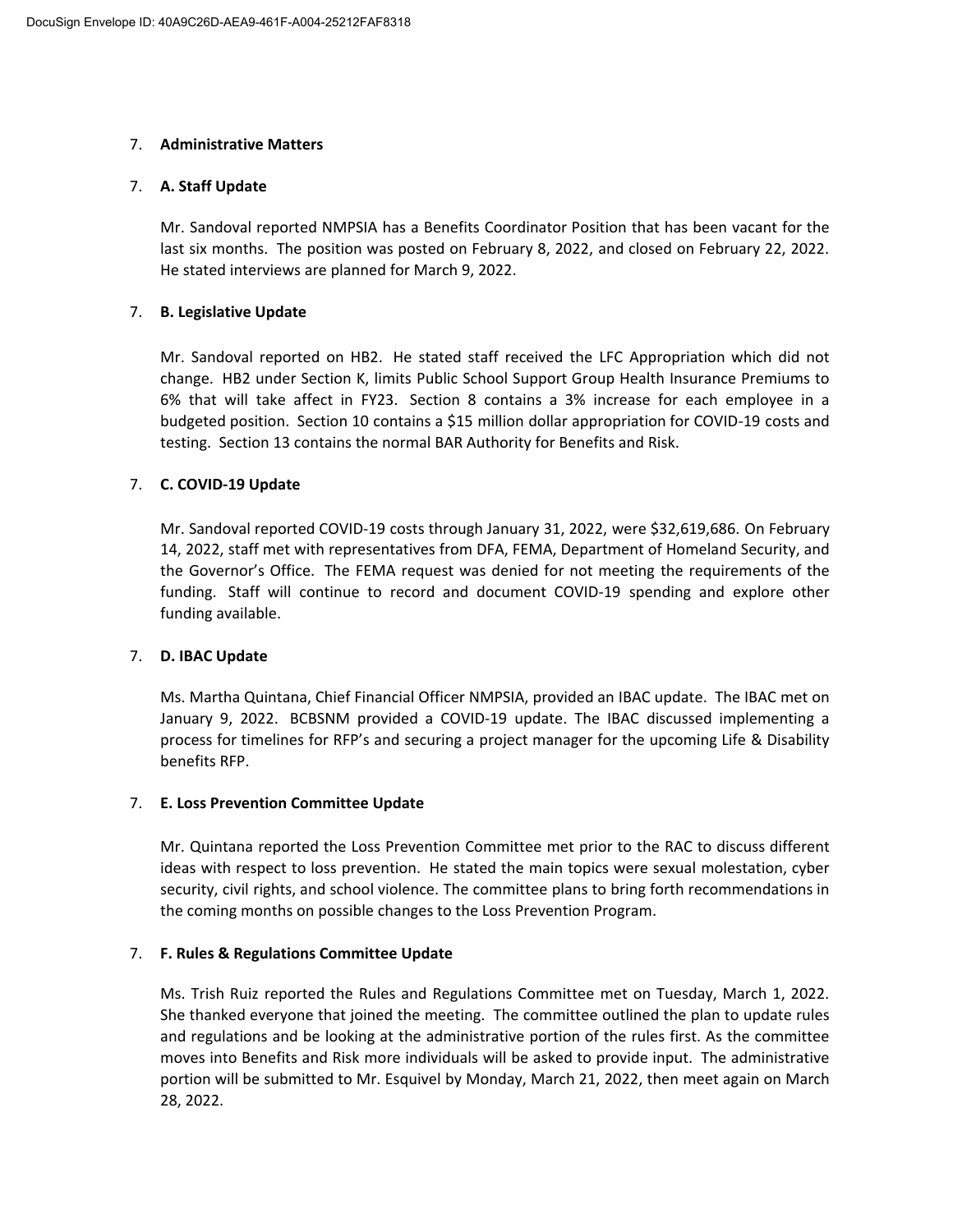## 7. **Administrative Matters**

### 7. **A. Staff Update**

Mr. Sandoval reported NMPSIA has a Benefits Coordinator Position that has been vacant for the last six months. The position was posted on February 8, 2022, and closed on February 22, 2022. He stated interviews are planned for March 9, 2022.

### 7. **B. Legislative Update**

Mr. Sandoval reported on HB2. He stated staff received the LFC Appropriation which did not change. HB2 under Section K, limits Public School Support Group Health Insurance Premiums to 6% that will take affect in FY23. Section 8 contains a 3% increase for each employee in a budgeted position. Section 10 contains a $15 million dollar appropriation for COVID-19 costs and testing. Section 13 contains the normal BAR Authority for Benefits and Risk.

### 7. **C. COVID-19 Update**

Mr. Sandoval reported COVID-19 costs through January 31, 2022, were $32,619,686. On February 14, 2022, staff met with representatives from DFA, FEMA, Department of Homeland Security, and the Governor's Office. The FEMA request was denied for not meeting the requirements of the funding. Staff will continue to record and document COVID-19 spending and explore other funding available.

### 7. **D. IBAC Update**

Ms. Martha Quintana, Chief Financial Officer NMPSIA, provided an IBAC update. The IBAC met on January 9, 2022. BCBSNM provided a COVID-19 update. The IBAC discussed implementing a process for timelines for RFP's and securing a project manager for the upcoming Life & Disability benefits RFP.

### 7. **E. Loss Prevention Committee Update**

Mr. Quintana reported the Loss Prevention Committee met prior to the RAC to discuss different ideas with respect to loss prevention. He stated the main topics were sexual molestation, cyber security, civil rights, and school violence. The committee plans to bring forth recommendations in the coming months on possible changes to the Loss Prevention Program.

### 7. **F. Rules & Regulations Committee Update**

Ms. Trish Ruiz reported the Rules and Regulations Committee met on Tuesday, March 1, 2022. She thanked everyone that joined the meeting. The committee outlined the plan to update rules and regulations and be looking at the administrative portion of the rules first. As the committee moves into Benefits and Risk more individuals will be asked to provide input. The administrative portion will be submitted to Mr. Esquivel by Monday, March 21, 2022, then meet again on March 28, 2022.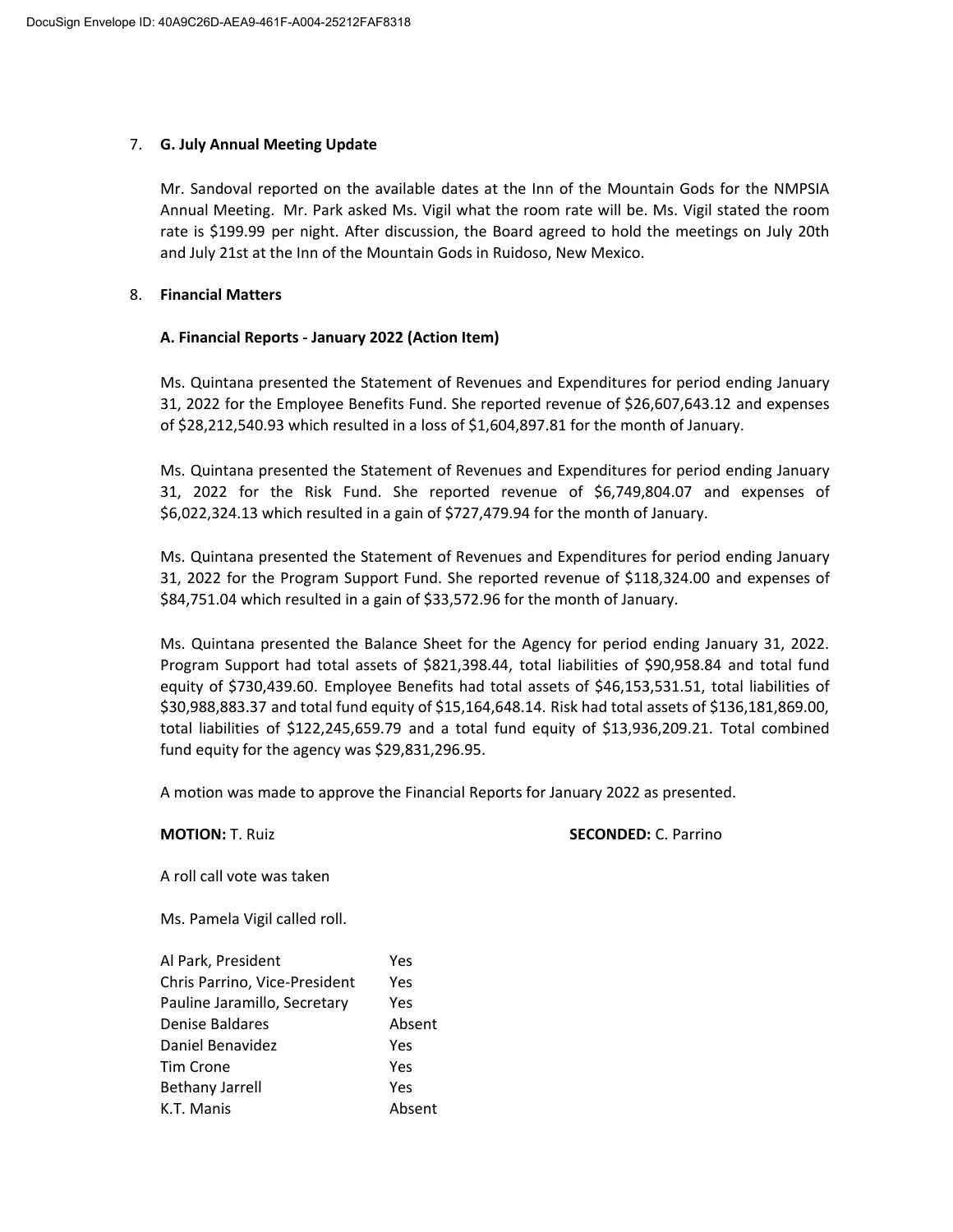7. **G. July Annual Meeting Update**

   Mr. Sandoval reported on the available dates at the Inn of the Mountain Gods for the NMPSIA Annual Meeting. Mr. Park asked Ms. Vigil what the room rate will be. Ms. Vigil stated the room rate is $199.99 per night. After discussion, the Board agreed to hold the meetings on July 20th and July 21st at the Inn of the Mountain Gods in Ruidoso, New Mexico.

8. **Financial Matters**

   **A. Financial Reports - January 2022 (Action Item)**

   Ms. Quintana presented the Statement of Revenues and Expenditures for period ending January 31, 2022 for the Employee Benefits Fund. She reported revenue of $26,607,643.12 and expenses of $28,212,540.93 which resulted in a loss of $1,604,897.81 for the month of January.

   Ms. Quintana presented the Statement of Revenues and Expenditures for period ending January 31, 2022 for the Risk Fund. She reported revenue of $6,749,804.07 and expenses of $6,022,324.13 which resulted in a gain of $727,479.94 for the month of January.

   Ms. Quintana presented the Statement of Revenues and Expenditures for period ending January 31, 2022 for the Program Support Fund. She reported revenue of $118,324.00 and expenses of $84,751.04 which resulted in a gain of $33,572.96 for the month of January.

   Ms. Quintana presented the Balance Sheet for the Agency for period ending January 31, 2022. Program Support had total assets of $821,398.44, total liabilities of $90,958.84 and total fund equity of $730,439.60. Employee Benefits had total assets of $46,153,531.51, total liabilities of $30,988,883.37 and total fund equity of $15,164,648.14. Risk had total assets of $136,181,869.00, total liabilities of $122,245,659.79 and a total fund equity of $13,936,209.21. Total combined fund equity for the agency was $29,831,296.95.

   A motion was made to approve the Financial Reports for January 2022 as presented.

   **MOTION:** T. Ruiz **SECONDED:** C. Parrino

   A roll call vote was taken

   Ms. Pamela Vigil called roll.

   | | |
   |---|---|
   | Al Park, President | Yes |
   | Chris Parrino, Vice-President | Yes |
   | Pauline Jaramillo, Secretary | Yes |
   | Denise Baldares | Absent |
   | Daniel Benavidez | Yes |
   | Tim Crone | Yes |
   | Bethany Jarrell | Yes |
   | K.T. Manis | Absent |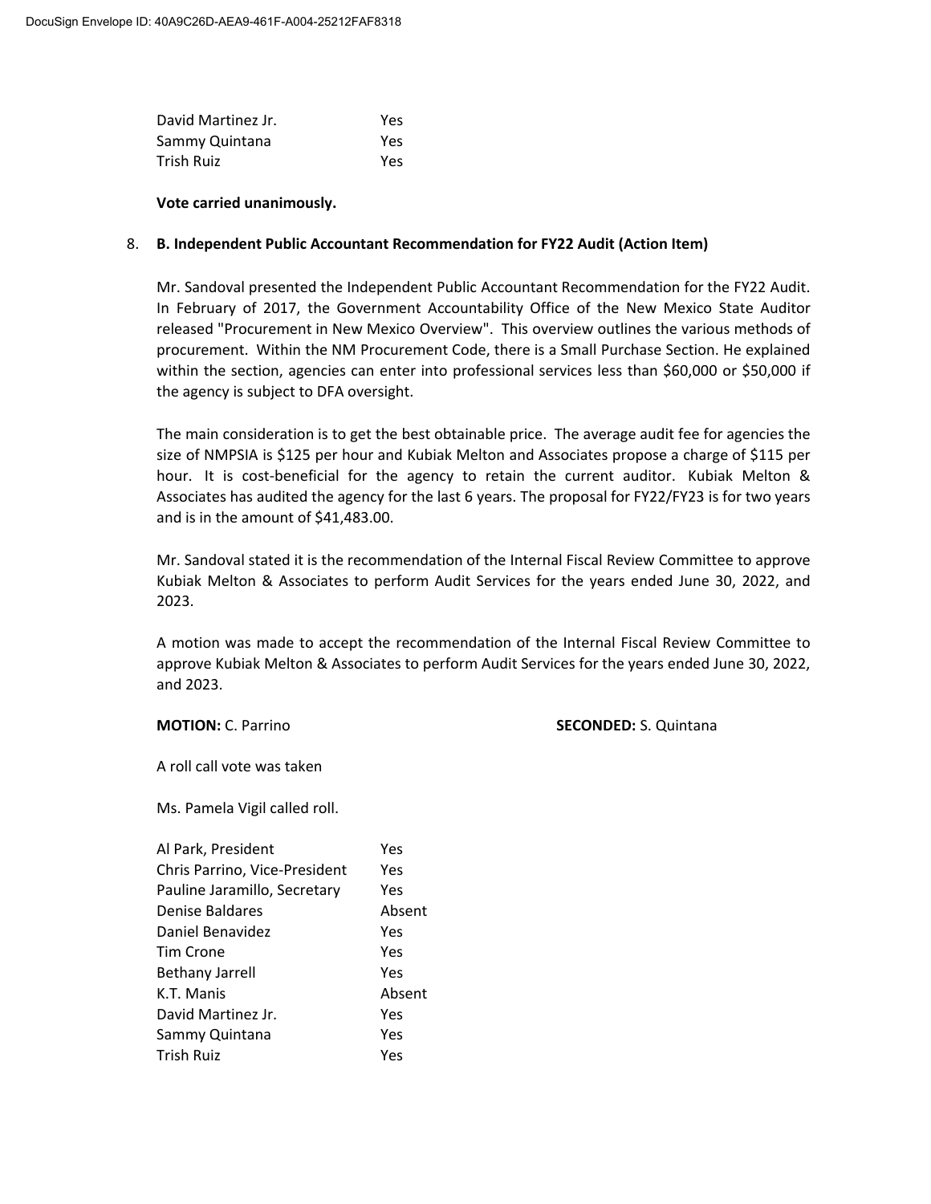| | |
|---|---|
| David Martinez Jr. | Yes |
| Sammy Quintana | Yes |
| Trish Ruiz | Yes |

**Vote carried unanimously.**

8. **B. Independent Public Accountant Recommendation for FY22 Audit (Action Item)**

Mr. Sandoval presented the Independent Public Accountant Recommendation for the FY22 Audit. In February of 2017, the Government Accountability Office of the New Mexico State Auditor released "Procurement in New Mexico Overview". This overview outlines the various methods of procurement. Within the NM Procurement Code, there is a Small Purchase Section. He explained within the section, agencies can enter into professional services less than $60,000 or $50,000 if the agency is subject to DFA oversight.

The main consideration is to get the best obtainable price. The average audit fee for agencies the size of NMPSIA is $125 per hour and Kubiak Melton and Associates propose a charge of $115 per hour. It is cost-beneficial for the agency to retain the current auditor. Kubiak Melton & Associates has audited the agency for the last 6 years. The proposal for FY22/FY23 is for two years and is in the amount of $41,483.00.

Mr. Sandoval stated it is the recommendation of the Internal Fiscal Review Committee to approve Kubiak Melton & Associates to perform Audit Services for the years ended June 30, 2022, and 2023.

A motion was made to accept the recommendation of the Internal Fiscal Review Committee to approve Kubiak Melton & Associates to perform Audit Services for the years ended June 30, 2022, and 2023.

**MOTION:** C. Parrino **SECONDED:** S. Quintana

A roll call vote was taken

Ms. Pamela Vigil called roll.

| | |
|---|---|
| Al Park, President | Yes |
| Chris Parrino, Vice-President | Yes |
| Pauline Jaramillo, Secretary | Yes |
| Denise Baldares | Absent |
| Daniel Benavidez | Yes |
| Tim Crone | Yes |
| Bethany Jarrell | Yes |
| K.T. Manis | Absent |
| David Martinez Jr. | Yes |
| Sammy Quintana | Yes |
| Trish Ruiz | Yes |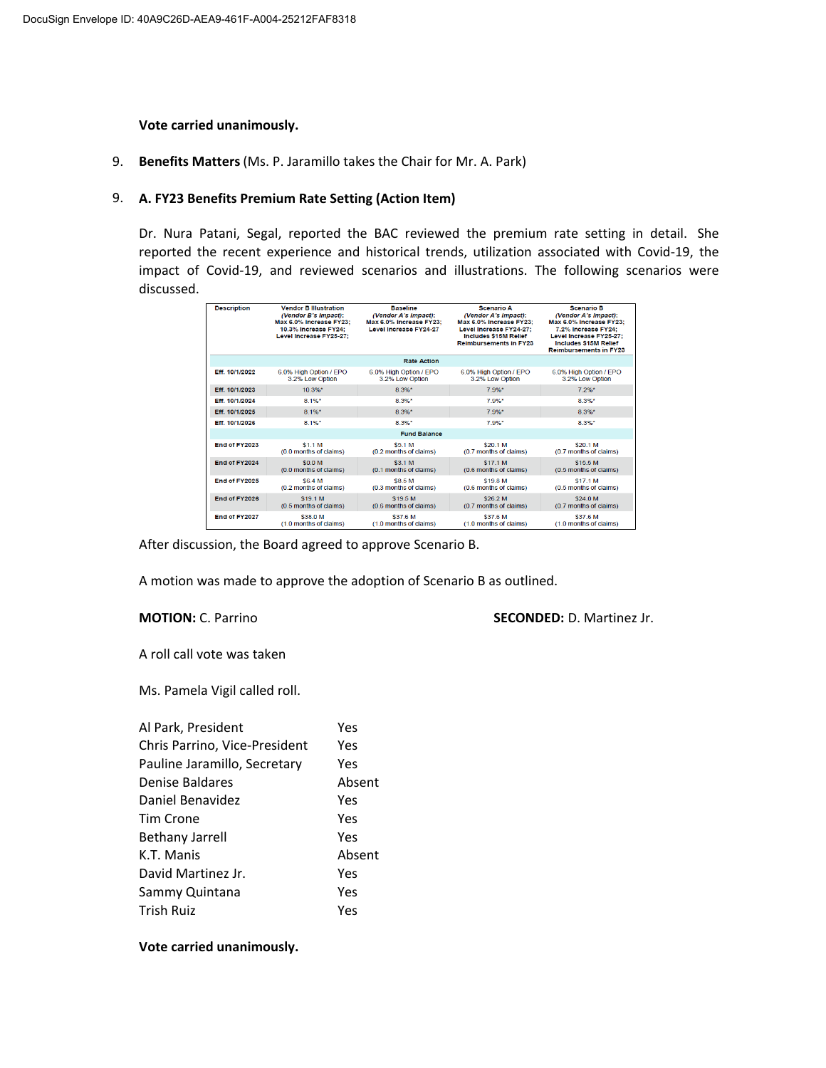**Vote carried unanimously.**

9. **Benefits Matters** (Ms. P. Jaramillo takes the Chair for Mr. A. Park)

9. **A. FY23 Benefits Premium Rate Setting (Action Item)**

Dr. Nura Patani, Segal, reported the BAC reviewed the premium rate setting in detail. She reported the recent experience and historical trends, utilization associated with Covid-19, the impact of Covid-19, and reviewed scenarios and illustrations. The following scenarios were discussed.

| Description | Vendor B Illustration *(Vendor B's Impact)*: Max 6.0% Increase FY23; 10.3% Increase FY24; Level Increase FY25-27; | Baseline *(Vendor A's Impact)*: Max 6.0% Increase FY23; Level Increase FY24-27 | Scenario A *(Vendor A's Impact)*: Max 6.0% Increase FY23; Level Increase FY24-27; Includes $15M Relief Reimbursements in FY23 | Scenario B *(Vendor A's Impact)*: Max 6.0% Increase FY23; 7.2% Increase FY24; Level Increase FY25-27; Includes $15M Relief Reimbursements in FY23 |
|---|---|---|---|---|
| **Rate Action** | | | | |
| Eff. 10/1/2022 | 6.0% High Option / EPO 3.2% Low Option | 6.0% High Option / EPO 3.2% Low Option | 6.0% High Option / EPO 3.2% Low Option | 6.0% High Option / EPO 3.2% Low Option |
| Eff. 10/1/2023 | 10.3%* | 8.3%* | 7.9%* | 7.2%* |
| Eff. 10/1/2024 | 8.1%* | 8.3%* | 7.9%* | 8.3%* |
| Eff. 10/1/2025 | 8.1%* | 8.3%* | 7.9%* | 8.3%* |
| Eff. 10/1/2026 | 8.1%* | 8.3%* | 7.9%* | 8.3%* |
| **Fund Balance** | | | | |
| End of FY2023 | $1.1 M (0.0 months of claims) | $5.1 M (0.2 months of claims) | $20.1 M (0.7 months of claims) | $20.1 M (0.7 months of claims) |
| End of FY2024 | $0.0 M (0.0 months of claims) | $3.1 M (0.1 months of claims) | $17.1 M (0.6 months of claims) | $15.5 M (0.5 months of claims) |
| End of FY2025 | $6.4 M (0.2 months of claims) | $8.5 M (0.3 months of claims) | $19.8 M (0.6 months of claims) | $17.1 M (0.5 months of claims) |
| End of FY2026 | $19.1 M (0.5 months of claims) | $19.5 M (0.6 months of claims) | $26.2 M (0.7 months of claims) | $24.0 M (0.7 months of claims) |
| End of FY2027 | $38.0 M (1.0 months of claims) | $37.6 M (1.0 months of claims) | $37.6 M (1.0 months of claims) | $37.6 M (1.0 months of claims) |

After discussion, the Board agreed to approve Scenario B.

A motion was made to approve the adoption of Scenario B as outlined.

**MOTION:** C. Parrino **SECONDED:** D. Martinez Jr.

A roll call vote was taken

Ms. Pamela Vigil called roll.

| | |
|---|---|
| Al Park, President | Yes |
| Chris Parrino, Vice-President | Yes |
| Pauline Jaramillo, Secretary | Yes |
| Denise Baldares | Absent |
| Daniel Benavidez | Yes |
| Tim Crone | Yes |
| Bethany Jarrell | Yes |
| K.T. Manis | Absent |
| David Martinez Jr. | Yes |
| Sammy Quintana | Yes |
| Trish Ruiz | Yes |

**Vote carried unanimously.**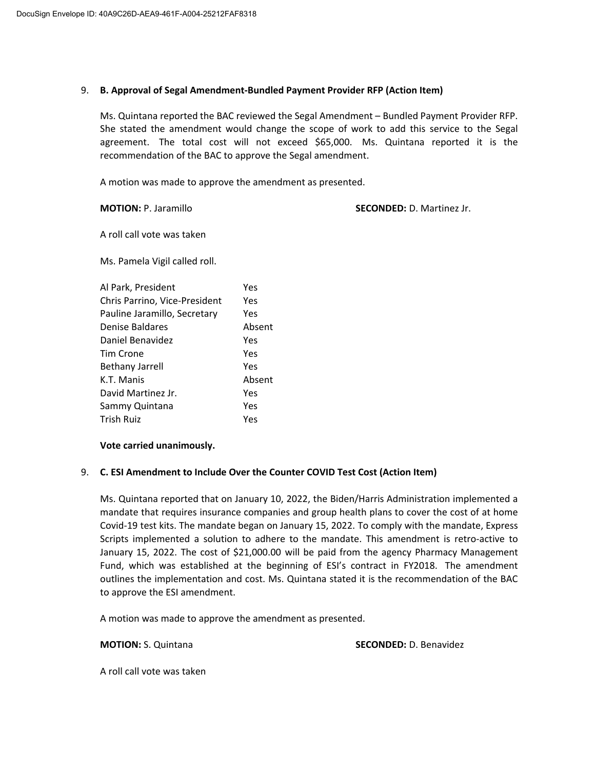9. **B. Approval of Segal Amendment-Bundled Payment Provider RFP (Action Item)**

Ms. Quintana reported the BAC reviewed the Segal Amendment – Bundled Payment Provider RFP. She stated the amendment would change the scope of work to add this service to the Segal agreement. The total cost will not exceed $65,000. Ms. Quintana reported it is the recommendation of the BAC to approve the Segal amendment.

A motion was made to approve the amendment as presented.

**MOTION:** P. Jaramillo **SECONDED:** D. Martinez Jr.

A roll call vote was taken

Ms. Pamela Vigil called roll.

| | |
|---|---|
| Al Park, President | Yes |
| Chris Parrino, Vice-President | Yes |
| Pauline Jaramillo, Secretary | Yes |
| Denise Baldares | Absent |
| Daniel Benavidez | Yes |
| Tim Crone | Yes |
| Bethany Jarrell | Yes |
| K.T. Manis | Absent |
| David Martinez Jr. | Yes |
| Sammy Quintana | Yes |
| Trish Ruiz | Yes |

**Vote carried unanimously.**

9. **C. ESI Amendment to Include Over the Counter COVID Test Cost (Action Item)**

Ms. Quintana reported that on January 10, 2022, the Biden/Harris Administration implemented a mandate that requires insurance companies and group health plans to cover the cost of at home Covid-19 test kits. The mandate began on January 15, 2022. To comply with the mandate, Express Scripts implemented a solution to adhere to the mandate. This amendment is retro-active to January 15, 2022. The cost of $21,000.00 will be paid from the agency Pharmacy Management Fund, which was established at the beginning of ESI's contract in FY2018. The amendment outlines the implementation and cost. Ms. Quintana stated it is the recommendation of the BAC to approve the ESI amendment.

A motion was made to approve the amendment as presented.

**MOTION:** S. Quintana **SECONDED:** D. Benavidez

A roll call vote was taken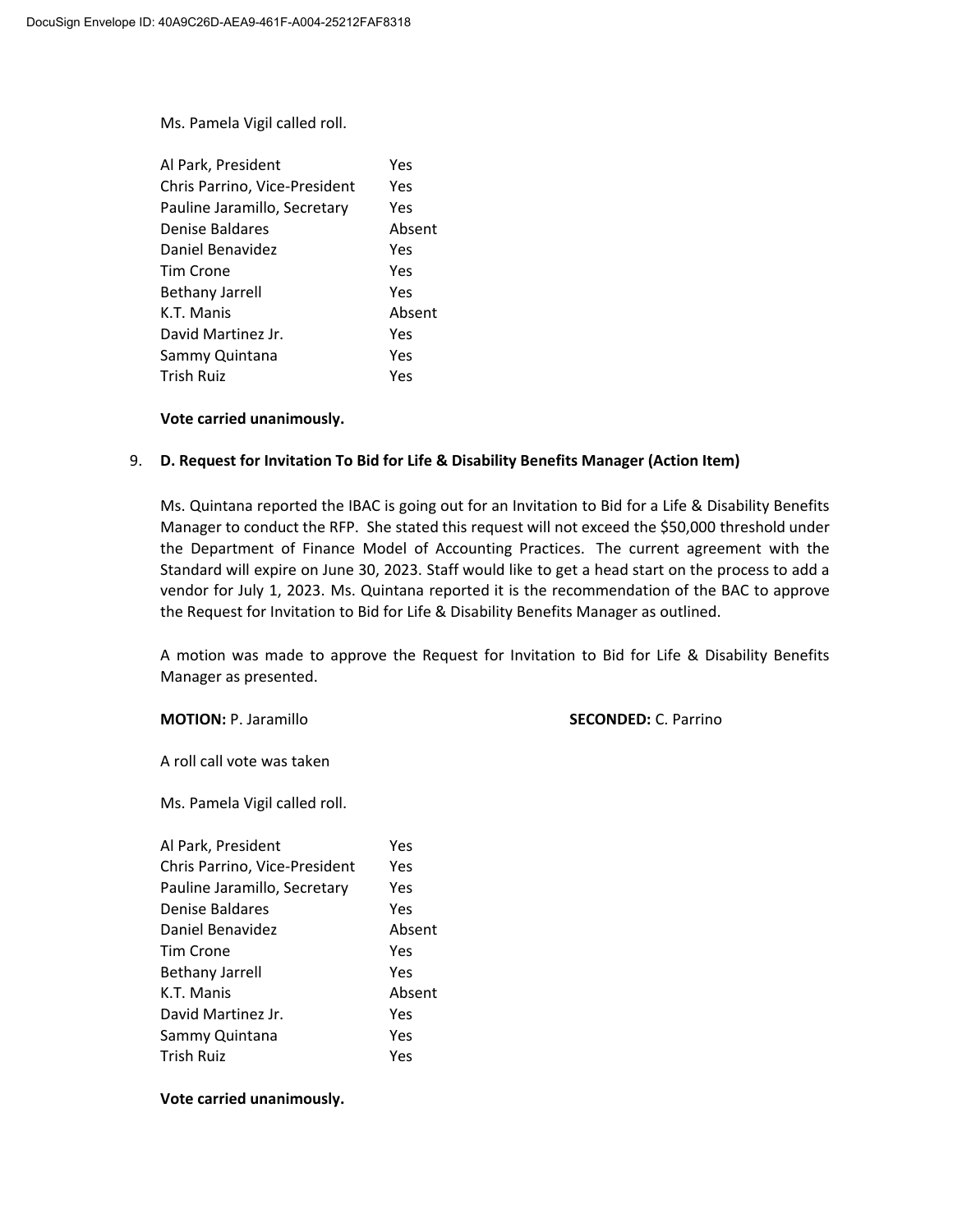Ms. Pamela Vigil called roll.

| | |
|---|---|
| Al Park, President | Yes |
| Chris Parrino, Vice-President | Yes |
| Pauline Jaramillo, Secretary | Yes |
| Denise Baldares | Absent |
| Daniel Benavidez | Yes |
| Tim Crone | Yes |
| Bethany Jarrell | Yes |
| K.T. Manis | Absent |
| David Martinez Jr. | Yes |
| Sammy Quintana | Yes |
| Trish Ruiz | Yes |

**Vote carried unanimously.**

9. **D. Request for Invitation To Bid for Life & Disability Benefits Manager (Action Item)**

Ms. Quintana reported the IBAC is going out for an Invitation to Bid for a Life & Disability Benefits Manager to conduct the RFP. She stated this request will not exceed the $50,000 threshold under the Department of Finance Model of Accounting Practices. The current agreement with the Standard will expire on June 30, 2023. Staff would like to get a head start on the process to add a vendor for July 1, 2023. Ms. Quintana reported it is the recommendation of the BAC to approve the Request for Invitation to Bid for Life & Disability Benefits Manager as outlined.

A motion was made to approve the Request for Invitation to Bid for Life & Disability Benefits Manager as presented.

**MOTION:** P. Jaramillo **SECONDED:** C. Parrino

A roll call vote was taken

Ms. Pamela Vigil called roll.

| | |
|---|---|
| Al Park, President | Yes |
| Chris Parrino, Vice-President | Yes |
| Pauline Jaramillo, Secretary | Yes |
| Denise Baldares | Yes |
| Daniel Benavidez | Absent |
| Tim Crone | Yes |
| Bethany Jarrell | Yes |
| K.T. Manis | Absent |
| David Martinez Jr. | Yes |
| Sammy Quintana | Yes |
| Trish Ruiz | Yes |

**Vote carried unanimously.**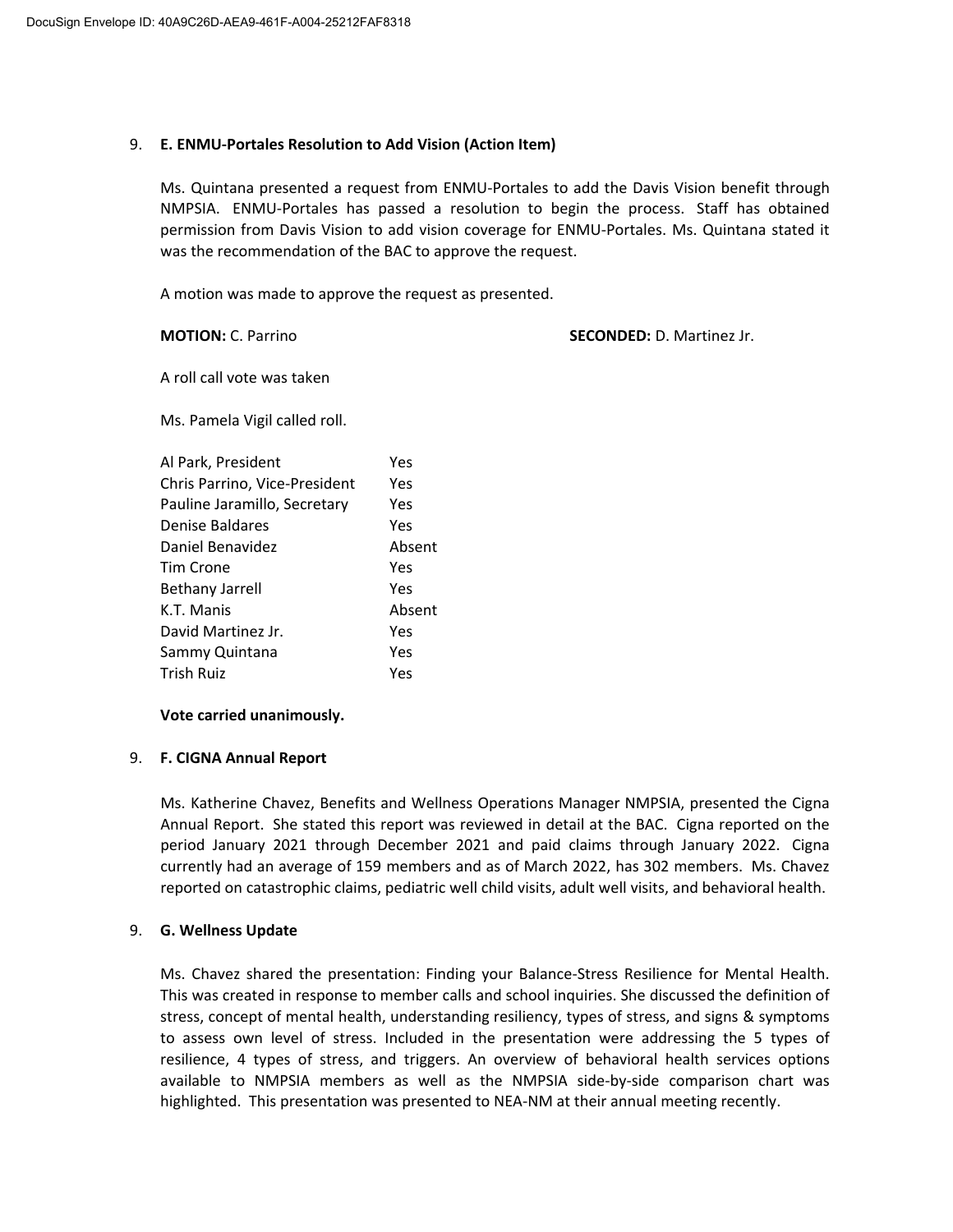9. **E. ENMU-Portales Resolution to Add Vision (Action Item)**

   Ms. Quintana presented a request from ENMU-Portales to add the Davis Vision benefit through NMPSIA. ENMU-Portales has passed a resolution to begin the process. Staff has obtained permission from Davis Vision to add vision coverage for ENMU-Portales. Ms. Quintana stated it was the recommendation of the BAC to approve the request.

   A motion was made to approve the request as presented.

   **MOTION:** C. Parrino **SECONDED:** D. Martinez Jr.

   A roll call vote was taken

   Ms. Pamela Vigil called roll.

| | |
|---|---|
| Al Park, President | Yes |
| Chris Parrino, Vice-President | Yes |
| Pauline Jaramillo, Secretary | Yes |
| Denise Baldares | Yes |
| Daniel Benavidez | Absent |
| Tim Crone | Yes |
| Bethany Jarrell | Yes |
| K.T. Manis | Absent |
| David Martinez Jr. | Yes |
| Sammy Quintana | Yes |
| Trish Ruiz | Yes |

   **Vote carried unanimously.**

9. **F. CIGNA Annual Report**

   Ms. Katherine Chavez, Benefits and Wellness Operations Manager NMPSIA, presented the Cigna Annual Report. She stated this report was reviewed in detail at the BAC. Cigna reported on the period January 2021 through December 2021 and paid claims through January 2022. Cigna currently had an average of 159 members and as of March 2022, has 302 members. Ms. Chavez reported on catastrophic claims, pediatric well child visits, adult well visits, and behavioral health.

9. **G. Wellness Update**

   Ms. Chavez shared the presentation: Finding your Balance-Stress Resilience for Mental Health. This was created in response to member calls and school inquiries. She discussed the definition of stress, concept of mental health, understanding resiliency, types of stress, and signs & symptoms to assess own level of stress. Included in the presentation were addressing the 5 types of resilience, 4 types of stress, and triggers. An overview of behavioral health services options available to NMPSIA members as well as the NMPSIA side-by-side comparison chart was highlighted. This presentation was presented to NEA-NM at their annual meeting recently.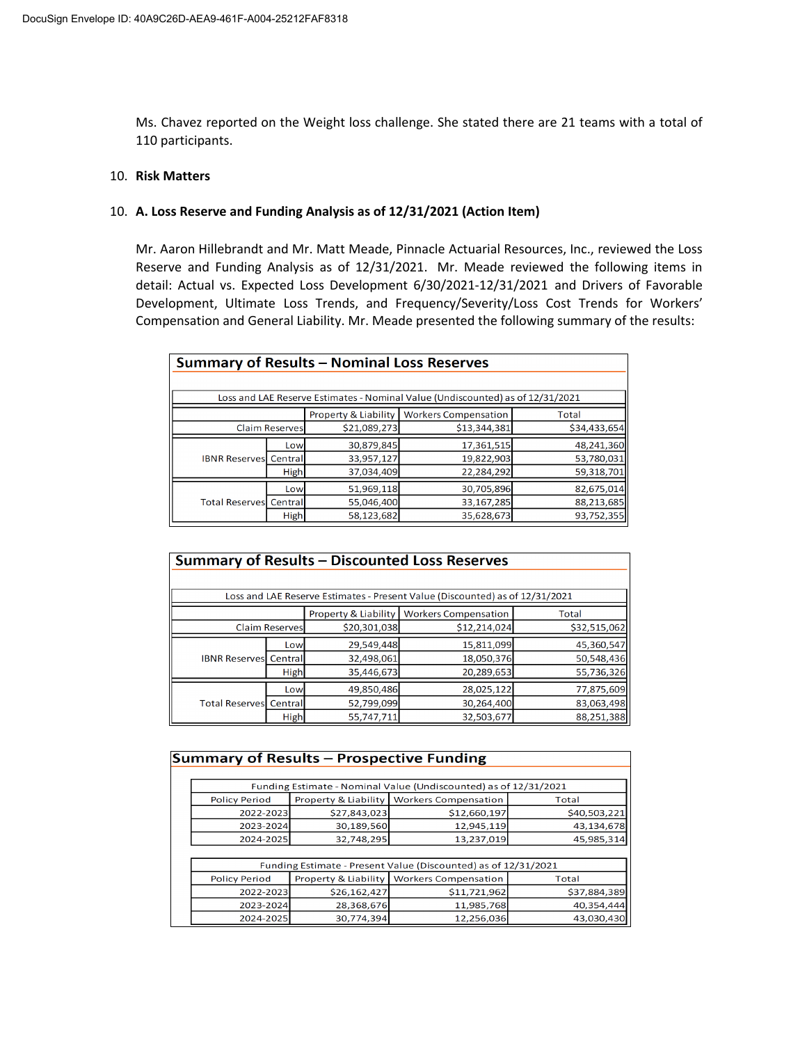Ms. Chavez reported on the Weight loss challenge. She stated there are 21 teams with a total of 110 participants.

10. **Risk Matters**

10. **A. Loss Reserve and Funding Analysis as of 12/31/2021 (Action Item)**

Mr. Aaron Hillebrandt and Mr. Matt Meade, Pinnacle Actuarial Resources, Inc., reviewed the Loss Reserve and Funding Analysis as of 12/31/2021. Mr. Meade reviewed the following items in detail: Actual vs. Expected Loss Development 6/30/2021-12/31/2021 and Drivers of Favorable Development, Ultimate Loss Trends, and Frequency/Severity/Loss Cost Trends for Workers' Compensation and General Liability. Mr. Meade presented the following summary of the results:

**Summary of Results – Nominal Loss Reserves**

| Loss and LAE Reserve Estimates - Nominal Value (Undiscounted) as of 12/31/2021 | | | | |
|---|---|---|---|---|
| | | Property & Liability | Workers Compensation | Total |
| Claim Reserves | | $21,089,273 | $13,344,381 | $34,433,654 |
| IBNR Reserves | Low | 30,879,845 | 17,361,515 | 48,241,360 |
| | Central | 33,957,127 | 19,822,903 | 53,780,031 |
| | High | 37,034,409 | 22,284,292 | 59,318,701 |
| Total Reserves | Low | 51,969,118 | 30,705,896 | 82,675,014 |
| | Central | 55,046,400 | 33,167,285 | 88,213,685 |
| | High | 58,123,682 | 35,628,673 | 93,752,355 |

**Summary of Results – Discounted Loss Reserves**

| Loss and LAE Reserve Estimates - Present Value (Discounted) as of 12/31/2021 | | | | |
|---|---|---|---|---|
| | | Property & Liability | Workers Compensation | Total |
| Claim Reserves | | $20,301,038 | $12,214,024 | $32,515,062 |
| IBNR Reserves | Low | 29,549,448 | 15,811,099 | 45,360,547 |
| | Central | 32,498,061 | 18,050,376 | 50,548,436 |
| | High | 35,446,673 | 20,289,653 | 55,736,326 |
| Total Reserves | Low | 49,850,486 | 28,025,122 | 77,875,609 |
| | Central | 52,799,099 | 30,264,400 | 83,063,498 |
| | High | 55,747,711 | 32,503,677 | 88,251,388 |

**Summary of Results – Prospective Funding**

| Funding Estimate - Nominal Value (Undiscounted) as of 12/31/2021 | | | |
|---|---|---|---|
| Policy Period | Property & Liability | Workers Compensation | Total |
| 2022-2023 | $27,843,023 | $12,660,197 | $40,503,221 |
| 2023-2024 | 30,189,560 | 12,945,119 | 43,134,678 |
| 2024-2025 | 32,748,295 | 13,237,019 | 45,985,314 |

| Funding Estimate - Present Value (Discounted) as of 12/31/2021 | | | |
|---|---|---|---|
| Policy Period | Property & Liability | Workers Compensation | Total |
| 2022-2023 | $26,162,427 | $11,721,962 | $37,884,389 |
| 2023-2024 | 28,368,676 | 11,985,768 | 40,354,444 |
| 2024-2025 | 30,774,394 | 12,256,036 | 43,030,430 |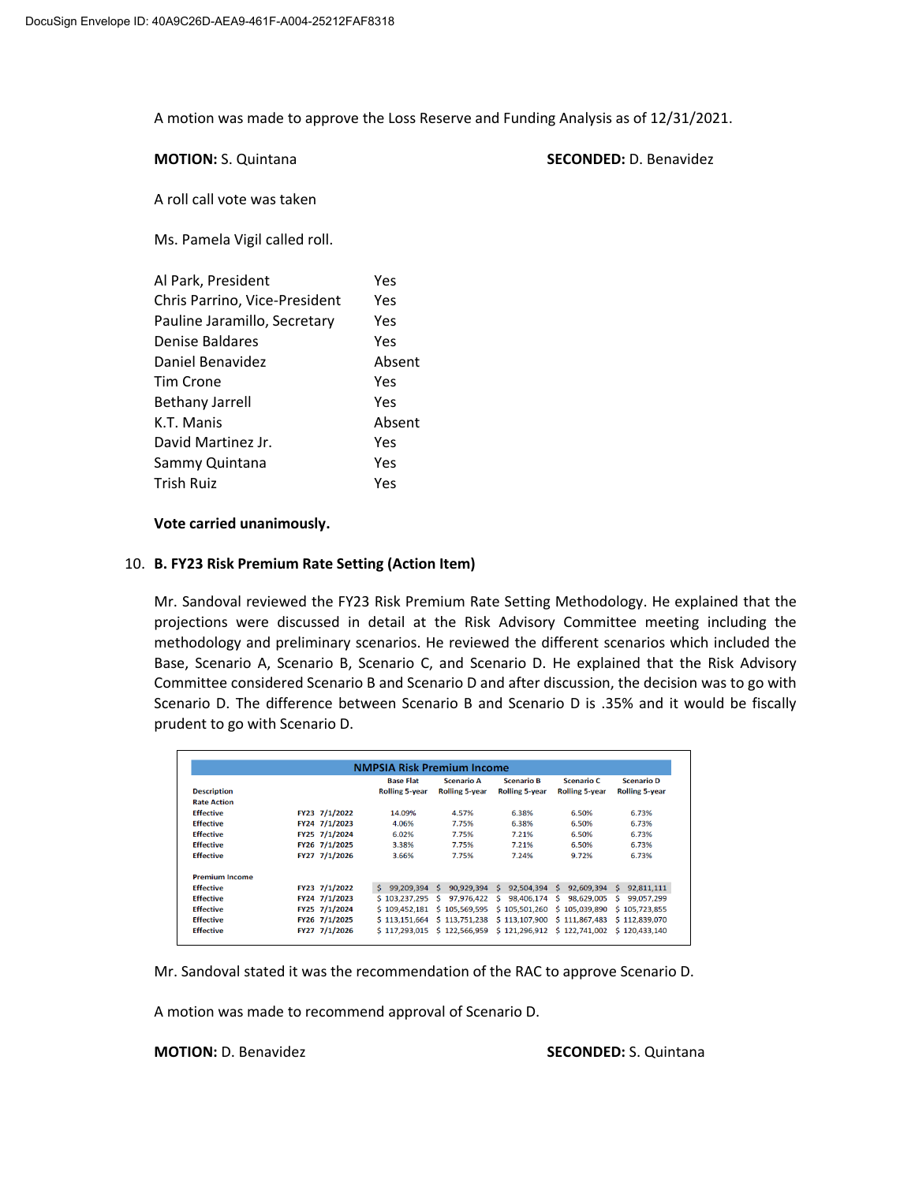A motion was made to approve the Loss Reserve and Funding Analysis as of 12/31/2021.

**MOTION:** S. Quintana **SECONDED:** D. Benavidez

A roll call vote was taken

Ms. Pamela Vigil called roll.

| | |
|---|---|
| Al Park, President | Yes |
| Chris Parrino, Vice-President | Yes |
| Pauline Jaramillo, Secretary | Yes |
| Denise Baldares | Yes |
| Daniel Benavidez | Absent |
| Tim Crone | Yes |
| Bethany Jarrell | Yes |
| K.T. Manis | Absent |
| David Martinez Jr. | Yes |
| Sammy Quintana | Yes |
| Trish Ruiz | Yes |

**Vote carried unanimously.**

10. **B. FY23 Risk Premium Rate Setting (Action Item)**

Mr. Sandoval reviewed the FY23 Risk Premium Rate Setting Methodology. He explained that the projections were discussed in detail at the Risk Advisory Committee meeting including the methodology and preliminary scenarios. He reviewed the different scenarios which included the Base, Scenario A, Scenario B, Scenario C, and Scenario D. He explained that the Risk Advisory Committee considered Scenario B and Scenario D and after discussion, the decision was to go with Scenario D. The difference between Scenario B and Scenario D is .35% and it would be fiscally prudent to go with Scenario D.

| NMPSIA Risk Premium Income | | | | | | | |
|---|---|---|---|---|---|---|---|
| Description | | | Base Flat Rolling 5-year | Scenario A Rolling 5-year | Scenario B Rolling 5-year | Scenario C Rolling 5-year | Scenario D Rolling 5-year |
| Rate Action | | | | | | | |
| Effective | FY23 | 7/1/2022 | 14.09% | 4.57% | 6.38% | 6.50% | 6.73% |
| Effective | FY24 | 7/1/2023 | 4.06% | 7.75% | 6.38% | 6.50% | 6.73% |
| Effective | FY25 | 7/1/2024 | 6.02% | 7.75% | 7.21% | 6.50% | 6.73% |
| Effective | FY26 | 7/1/2025 | 3.38% | 7.75% | 7.21% | 6.50% | 6.73% |
| Effective | FY27 | 7/1/2026 | 3.66% | 7.75% | 7.24% | 9.72% | 6.73% |
| Premium Income | | | | | | | |
| Effective | FY23 | 7/1/2022 | $ 99,209,394 | $ 90,929,394 | $ 92,504,394 | $ 92,609,394 | $ 92,811,111 |
| Effective | FY24 | 7/1/2023 | $ 103,237,295 | $ 97,976,422 | $ 98,406,174 | $ 98,629,005 | $ 99,057,299 |
| Effective | FY25 | 7/1/2024 | $ 109,452,181 | $ 105,569,595 | $ 105,501,260 | $ 105,039,890 | $ 105,723,855 |
| Effective | FY26 | 7/1/2025 | $ 113,151,664 | $ 113,751,238 | $ 113,107,900 | $ 111,867,483 | $ 112,839,070 |
| Effective | FY27 | 7/1/2026 | $ 117,293,015 | $ 122,566,959 | $ 121,296,912 | $ 122,741,002 | $ 120,433,140 |

Mr. Sandoval stated it was the recommendation of the RAC to approve Scenario D.

A motion was made to recommend approval of Scenario D.

**MOTION:** D. Benavidez **SECONDED:** S. Quintana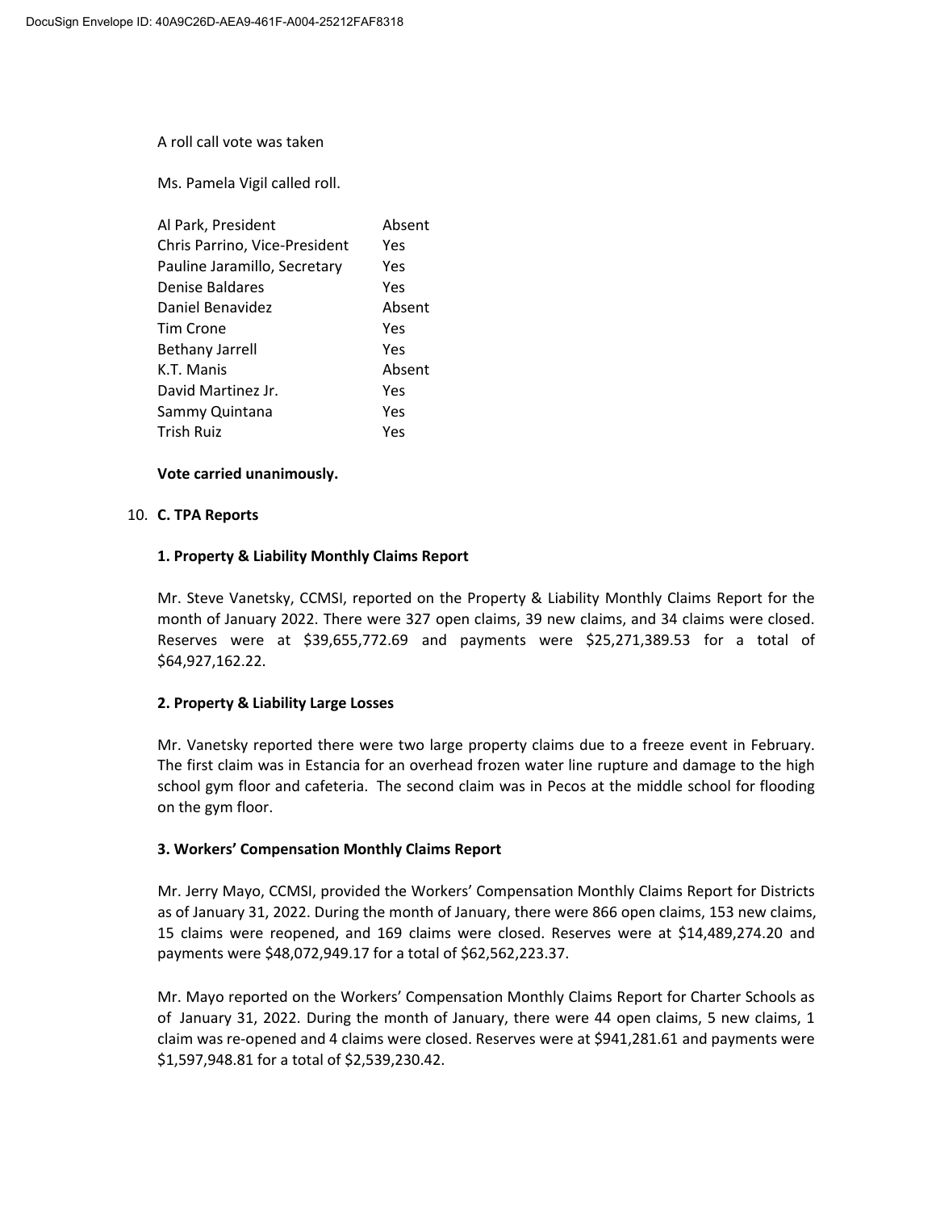A roll call vote was taken

Ms. Pamela Vigil called roll.

| | |
|---|---|
| Al Park, President | Absent |
| Chris Parrino, Vice-President | Yes |
| Pauline Jaramillo, Secretary | Yes |
| Denise Baldares | Yes |
| Daniel Benavidez | Absent |
| Tim Crone | Yes |
| Bethany Jarrell | Yes |
| K.T. Manis | Absent |
| David Martinez Jr. | Yes |
| Sammy Quintana | Yes |
| Trish Ruiz | Yes |

**Vote carried unanimously.**

10. **C. TPA Reports**

**1. Property & Liability Monthly Claims Report**

Mr. Steve Vanetsky, CCMSI, reported on the Property & Liability Monthly Claims Report for the month of January 2022. There were 327 open claims, 39 new claims, and 34 claims were closed. Reserves were at $39,655,772.69 and payments were $25,271,389.53 for a total of $64,927,162.22.

**2. Property & Liability Large Losses**

Mr. Vanetsky reported there were two large property claims due to a freeze event in February. The first claim was in Estancia for an overhead frozen water line rupture and damage to the high school gym floor and cafeteria. The second claim was in Pecos at the middle school for flooding on the gym floor.

**3. Workers' Compensation Monthly Claims Report**

Mr. Jerry Mayo, CCMSI, provided the Workers' Compensation Monthly Claims Report for Districts as of January 31, 2022. During the month of January, there were 866 open claims, 153 new claims, 15 claims were reopened, and 169 claims were closed. Reserves were at $14,489,274.20 and payments were $48,072,949.17 for a total of $62,562,223.37.

Mr. Mayo reported on the Workers' Compensation Monthly Claims Report for Charter Schools as of January 31, 2022. During the month of January, there were 44 open claims, 5 new claims, 1 claim was re-opened and 4 claims were closed. Reserves were at $941,281.61 and payments were $1,597,948.81 for a total of $2,539,230.42.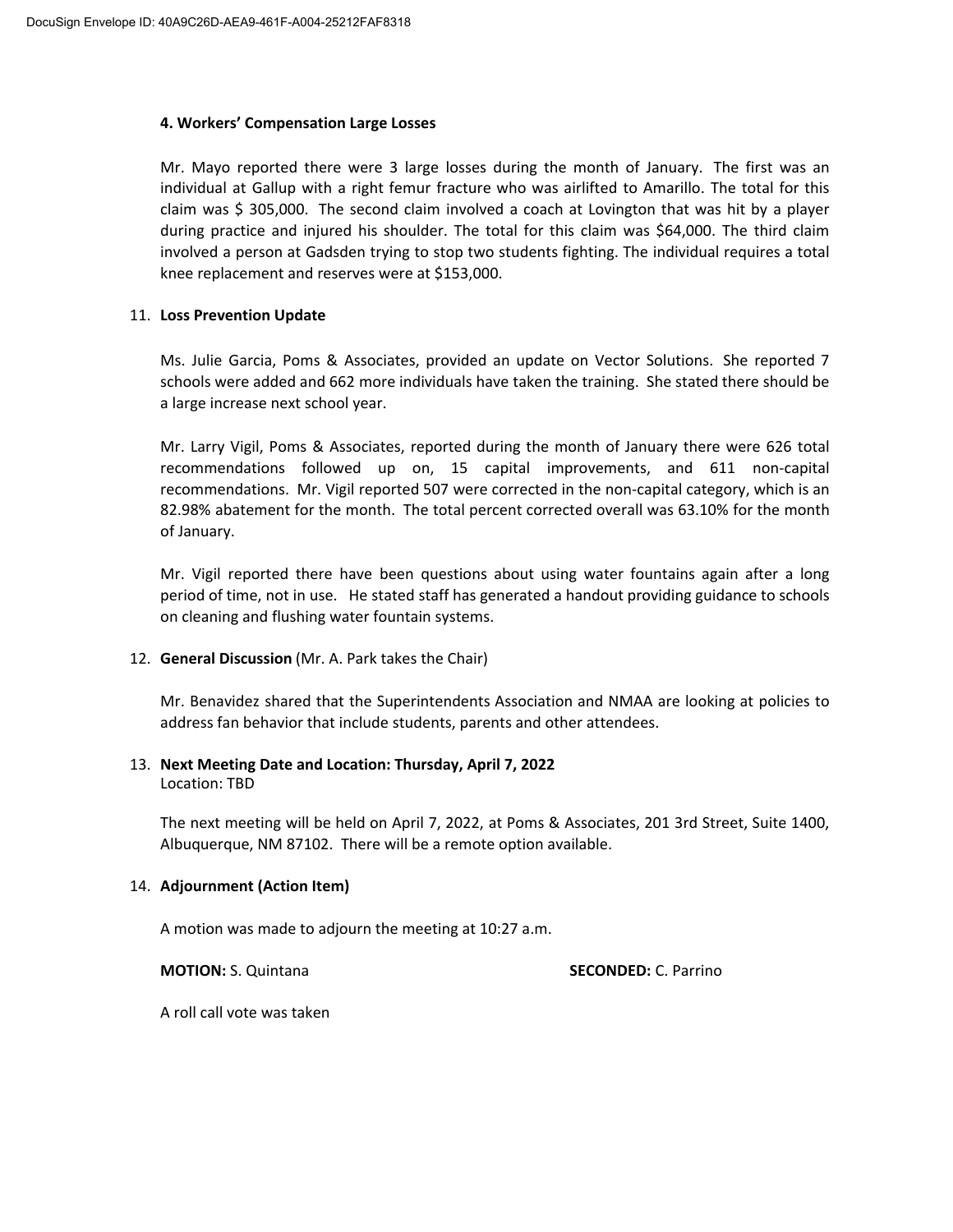**4. Workers' Compensation Large Losses**

Mr. Mayo reported there were 3 large losses during the month of January. The first was an individual at Gallup with a right femur fracture who was airlifted to Amarillo. The total for this claim was $ 305,000. The second claim involved a coach at Lovington that was hit by a player during practice and injured his shoulder. The total for this claim was $64,000. The third claim involved a person at Gadsden trying to stop two students fighting. The individual requires a total knee replacement and reserves were at $153,000.

11. **Loss Prevention Update**

Ms. Julie Garcia, Poms & Associates, provided an update on Vector Solutions. She reported 7 schools were added and 662 more individuals have taken the training. She stated there should be a large increase next school year.

Mr. Larry Vigil, Poms & Associates, reported during the month of January there were 626 total recommendations followed up on, 15 capital improvements, and 611 non-capital recommendations. Mr. Vigil reported 507 were corrected in the non-capital category, which is an 82.98% abatement for the month. The total percent corrected overall was 63.10% for the month of January.

Mr. Vigil reported there have been questions about using water fountains again after a long period of time, not in use. He stated staff has generated a handout providing guidance to schools on cleaning and flushing water fountain systems.

12. **General Discussion** (Mr. A. Park takes the Chair)

Mr. Benavidez shared that the Superintendents Association and NMAA are looking at policies to address fan behavior that include students, parents and other attendees.

13. **Next Meeting Date and Location: Thursday, April 7, 2022**
Location: TBD

The next meeting will be held on April 7, 2022, at Poms & Associates, 201 3rd Street, Suite 1400, Albuquerque, NM 87102. There will be a remote option available.

14. **Adjournment (Action Item)**

A motion was made to adjourn the meeting at 10:27 a.m.

**MOTION:** S. Quintana **SECONDED:** C. Parrino

A roll call vote was taken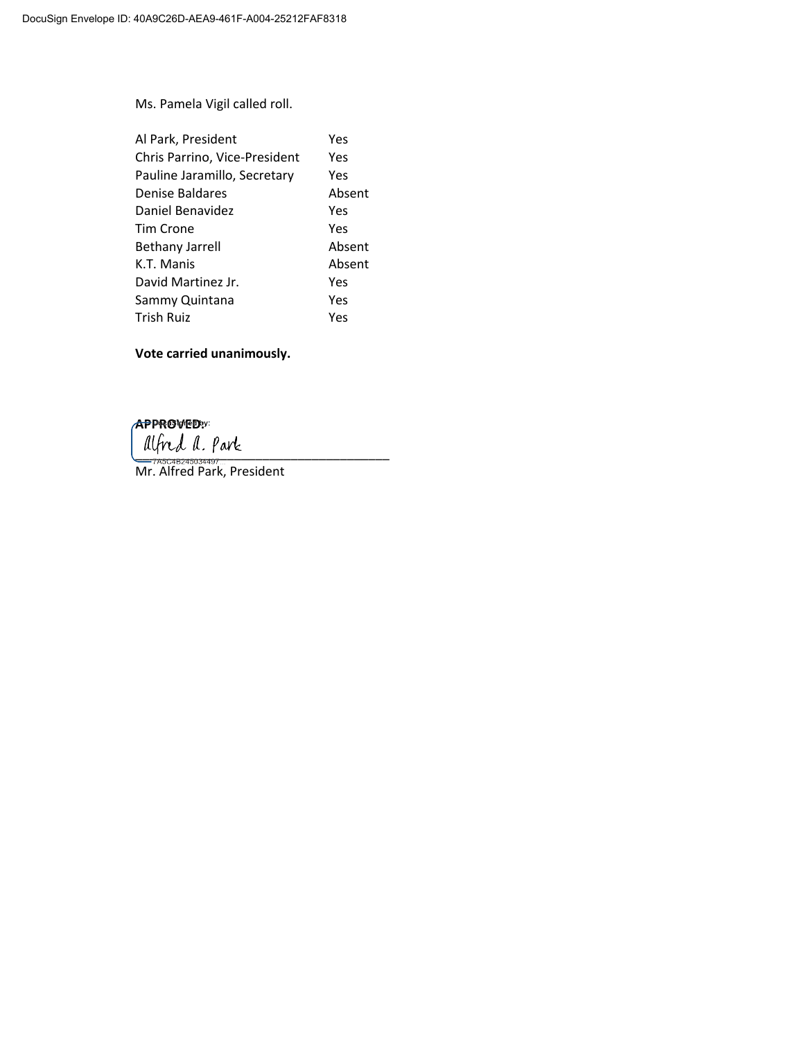Ms. Pamela Vigil called roll.

| | |
|---|---|
| Al Park, President | Yes |
| Chris Parrino, Vice-President | Yes |
| Pauline Jaramillo, Secretary | Yes |
| Denise Baldares | Absent |
| Daniel Benavidez | Yes |
| Tim Crone | Yes |
| Bethany Jarrell | Absent |
| K.T. Manis | Absent |
| David Martinez Jr. | Yes |
| Sammy Quintana | Yes |
| Trish Ruiz | Yes |

**Vote carried unanimously.**

**APPROVED:**

DocuSigned by:

Alfred A. Park

7A5C4B245034497...

Mr. Alfred Park, President